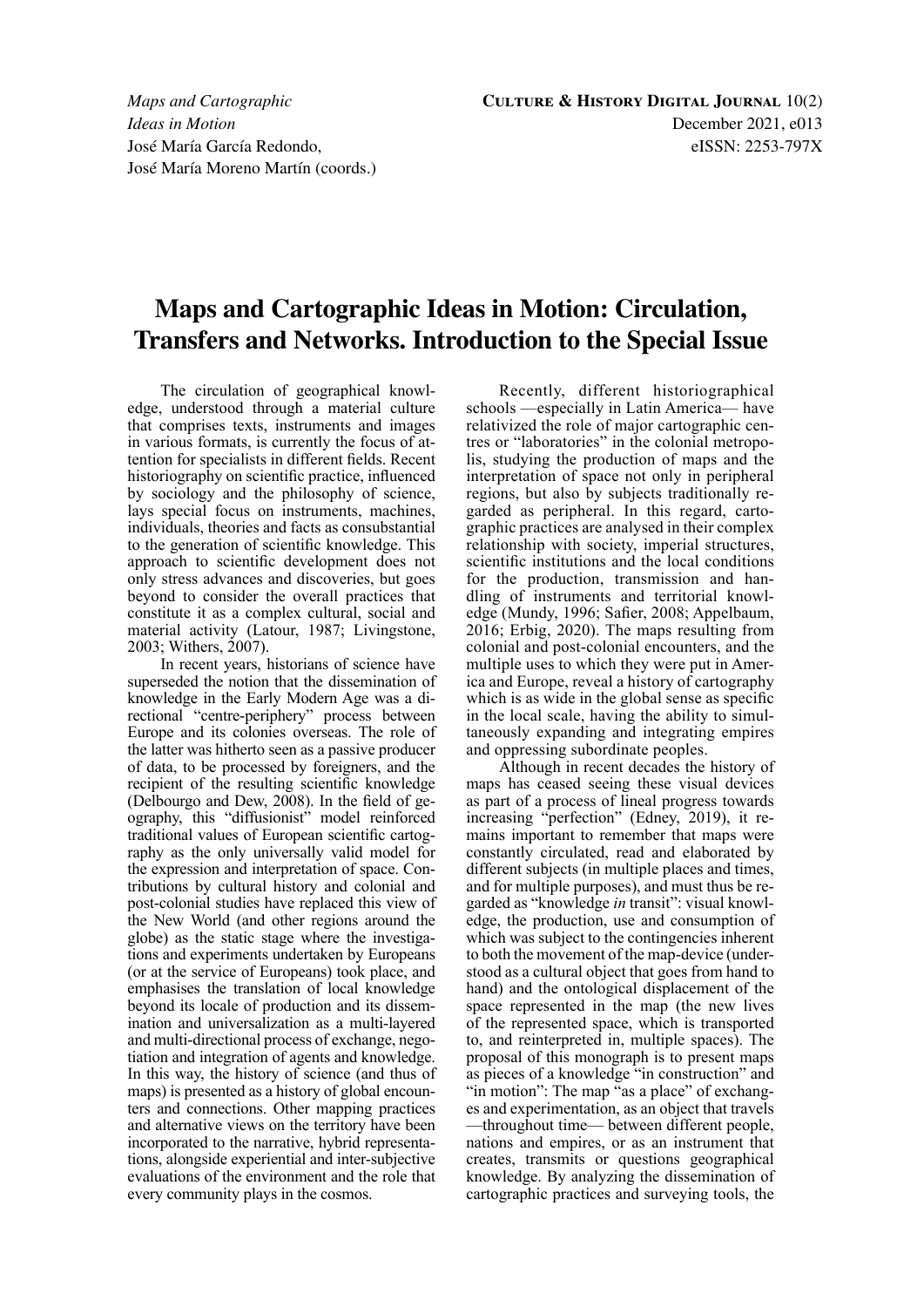# Maps and Cartographic Ideas in Motion: Circulation, Transfers and Networks. Introduction to the Special Issue

The circulation of geographical knowledge, understood through a material culture that comprises texts, instruments and images in various formats, is currently the focus of attention for specialists in different fields. Recent historiography on scientific practice, influenced by sociology and the philosophy of science, lays special focus on instruments, machines, individuals, theories and facts as consubstantial to the generation of scientific knowledge. This approach to scientific development does not only stress advances and discoveries, but goes beyond to consider the overall practices that constitute it as a complex cultural, social and material activity (Latour, 1987; Livingstone, 2003; Withers, 2007).

In recent years, historians of science have superseded the notion that the dissemination of knowledge in the Early Modern Age was a directional "centre-periphery" process between Europe and its colonies overseas. The role of the latter was hitherto seen as a passive producer of data, to be processed by foreigners, and the recipient of the resulting scientific knowledge (Delbourgo and Dew, 2008). In the field of geography, this "diffusionist" model reinforced traditional values of European scientific cartography as the only universally valid model for the expression and interpretation of space. Contributions by cultural history and colonial and post-colonial studies have replaced this view of the New World (and other regions around the globe) as the static stage where the investigations and experiments undertaken by Europeans (or at the service of Europeans) took place, and emphasises the translation of local knowledge beyond its locale of production and its dissemination and universalization as a multi-layered and multi-directional process of exchange, negotiation and integration of agents and knowledge. In this way, the history of science (and thus of maps) is presented as a history of global encounters and connections. Other mapping practices and alternative views on the territory have been incorporated to the narrative, hybrid representations, alongside experiential and inter-subjective evaluations of the environment and the role that every community plays in the cosmos.

Recently, different historiographical schools —especially in Latin America— have relativized the role of major cartographic centres or "laboratories" in the colonial metropolis, studying the production of maps and the interpretation of space not only in peripheral regions, but also by subjects traditionally regarded as peripheral. In this regard, cartographic practices are analysed in their complex relationship with society, imperial structures, scientific institutions and the local conditions for the production, transmission and handling of instruments and territorial knowledge (Mundy, 1996; Safier, 2008; Appelbaum, 2016; Erbig, 2020). The maps resulting from colonial and post-colonial encounters, and the multiple uses to which they were put in America and Europe, reveal a history of cartography which is as wide in the global sense as specific in the local scale, having the ability to simultaneously expanding and integrating empires and oppressing subordinate peoples.

Although in recent decades the history of maps has ceased seeing these visual devices as part of a process of lineal progress towards increasing "perfection" (Edney, 2019), it remains important to remember that maps were constantly circulated, read and elaborated by different subjects (in multiple places and times, and for multiple purposes), and must thus be regarded as "knowledge *in* transit": visual knowledge, the production, use and consumption of which was subject to the contingencies inherent to both the movement of the map-device (understood as a cultural object that goes from hand to hand) and the ontological displacement of the space represented in the map (the new lives of the represented space, which is transported to, and reinterpreted in, multiple spaces). The proposal of this monograph is to present maps as pieces of a knowledge "in construction" and "in motion": The map "as a place" of exchanges and experimentation, as an object that travels —throughout time— between different people, nations and empires, or as an instrument that creates, transmits or questions geographical knowledge. By analyzing the dissemination of cartographic practices and surveying tools, the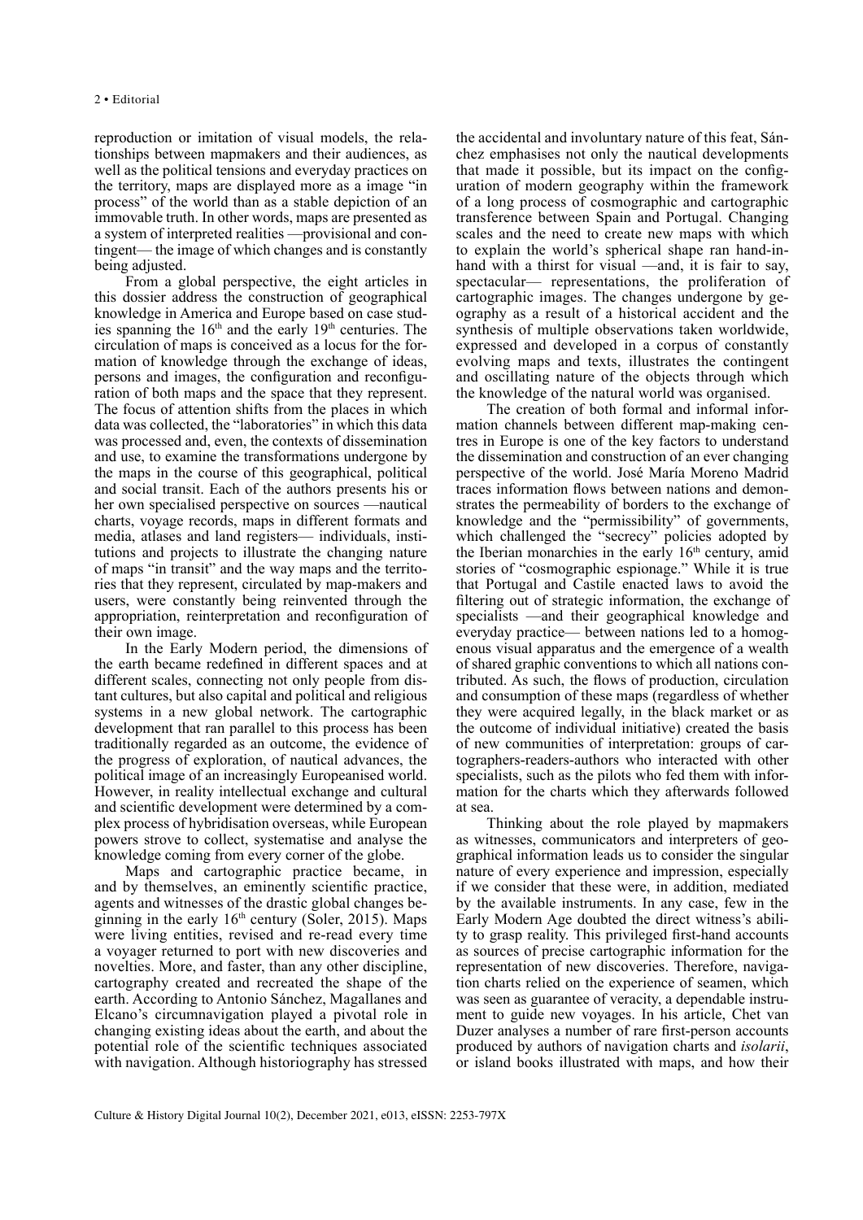reproduction or imitation of visual models, the relationships between mapmakers and their audiences, as well as the political tensions and everyday practices on the territory, maps are displayed more as a image "in process" of the world than as a stable depiction of an immovable truth. In other words, maps are presented as a system of interpreted realities —provisional and contingent— the image of which changes and is constantly being adjusted.

From a global perspective, the eight articles in this dossier address the construction of geographical knowledge in America and Europe based on case studies spanning the 16th and the early 19th centuries. The circulation of maps is conceived as a locus for the formation of knowledge through the exchange of ideas, persons and images, the configuration and reconfiguration of both maps and the space that they represent. The focus of attention shifts from the places in which data was collected, the "laboratories" in which this data was processed and, even, the contexts of dissemination and use, to examine the transformations undergone by the maps in the course of this geographical, political and social transit. Each of the authors presents his or her own specialised perspective on sources —nautical charts, voyage records, maps in different formats and media, atlases and land registers— individuals, institutions and projects to illustrate the changing nature of maps "in transit" and the way maps and the territories that they represent, circulated by map-makers and users, were constantly being reinvented through the appropriation, reinterpretation and reconfiguration of their own image.

In the Early Modern period, the dimensions of the earth became redefined in different spaces and at different scales, connecting not only people from distant cultures, but also capital and political and religious systems in a new global network. The cartographic development that ran parallel to this process has been traditionally regarded as an outcome, the evidence of the progress of exploration, of nautical advances, the political image of an increasingly Europeanised world. However, in reality intellectual exchange and cultural and scientific development were determined by a complex process of hybridisation overseas, while European powers strove to collect, systematise and analyse the knowledge coming from every corner of the globe.

Maps and cartographic practice became, in and by themselves, an eminently scientific practice, agents and witnesses of the drastic global changes beginning in the early 16th century (Soler, 2015). Maps were living entities, revised and re-read every time a voyager returned to port with new discoveries and novelties. More, and faster, than any other discipline, cartography created and recreated the shape of the earth. According to Antonio Sánchez, Magallanes and Elcano's circumnavigation played a pivotal role in changing existing ideas about the earth, and about the potential role of the scientific techniques associated with navigation. Although historiography has stressed the accidental and involuntary nature of this feat, Sánchez emphasises not only the nautical developments that made it possible, but its impact on the configuration of modern geography within the framework of a long process of cosmographic and cartographic transference between Spain and Portugal. Changing scales and the need to create new maps with which to explain the world's spherical shape ran hand-in-hand with a thirst for visual —and, it is fair to say, spectacular— representations, the proliferation of cartographic images. The changes undergone by geography as a result of a historical accident and the synthesis of multiple observations taken worldwide, expressed and developed in a corpus of constantly evolving maps and texts, illustrates the contingent and oscillating nature of the objects through which the knowledge of the natural world was organised.

The creation of both formal and informal information channels between different map-making centres in Europe is one of the key factors to understand the dissemination and construction of an ever changing perspective of the world. José María Moreno Madrid traces information flows between nations and demonstrates the permeability of borders to the exchange of knowledge and the "permissibility" of governments, which challenged the "secrecy" policies adopted by the Iberian monarchies in the early 16th century, amid stories of "cosmographic espionage." While it is true that Portugal and Castile enacted laws to avoid the filtering out of strategic information, the exchange of specialists —and their geographical knowledge and everyday practice— between nations led to a homogenous visual apparatus and the emergence of a wealth of shared graphic conventions to which all nations contributed. As such, the flows of production, circulation and consumption of these maps (regardless of whether they were acquired legally, in the black market or as the outcome of individual initiative) created the basis of new communities of interpretation: groups of cartographers-readers-authors who interacted with other specialists, such as the pilots who fed them with information for the charts which they afterwards followed at sea.

Thinking about the role played by mapmakers as witnesses, communicators and interpreters of geographical information leads us to consider the singular nature of every experience and impression, especially if we consider that these were, in addition, mediated by the available instruments. In any case, few in the Early Modern Age doubted the direct witness's ability to grasp reality. This privileged first-hand accounts as sources of precise cartographic information for the representation of new discoveries. Therefore, navigation charts relied on the experience of seamen, which was seen as guarantee of veracity, a dependable instrument to guide new voyages. In his article, Chet van Duzer analyses a number of rare first-person accounts produced by authors of navigation charts and *isolarii*, or island books illustrated with maps, and how their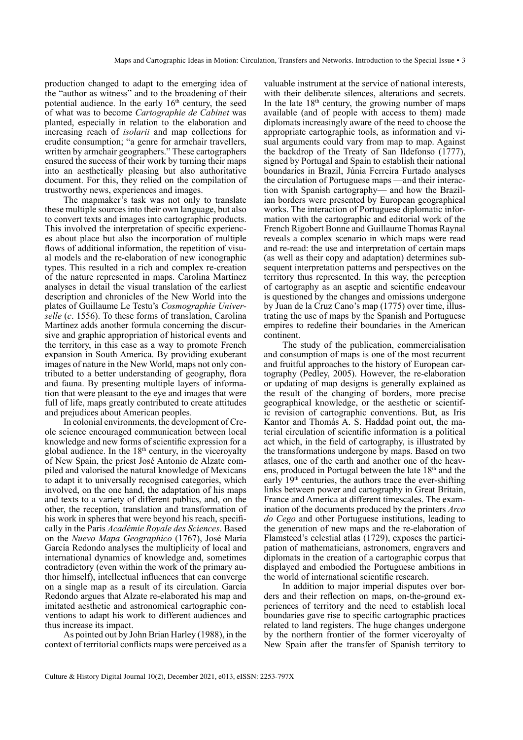production changed to adapt to the emerging idea of the "author as witness" and to the broadening of their potential audience. In the early 16th century, the seed of what was to become *Cartographie de Cabinet* was planted, especially in relation to the elaboration and increasing reach of *isolarii* and map collections for erudite consumption; "a genre for armchair travellers, written by armchair geographers." These cartographers ensured the success of their work by turning their maps into an aesthetically pleasing but also authoritative document. For this, they relied on the compilation of trustworthy news, experiences and images.

The mapmaker's task was not only to translate these multiple sources into their own language, but also to convert texts and images into cartographic products. This involved the interpretation of specific experiences about place but also the incorporation of multiple flows of additional information, the repetition of visual models and the re-elaboration of new iconographic types. This resulted in a rich and complex re-creation of the nature represented in maps. Carolina Martínez analyses in detail the visual translation of the earliest description and chronicles of the New World into the plates of Guillaume Le Testu's *Cosmographie Universelle* (*c*. 1556). To these forms of translation, Carolina Martínez adds another formula concerning the discursive and graphic appropriation of historical events and the territory, in this case as a way to promote French expansion in South America. By providing exuberant images of nature in the New World, maps not only contributed to a better understanding of geography, flora and fauna. By presenting multiple layers of information that were pleasant to the eye and images that were full of life, maps greatly contributed to create attitudes and prejudices about American peoples.

In colonial environments, the development of Creole science encouraged communication between local knowledge and new forms of scientific expression for a global audience. In the 18th century, in the viceroyalty of New Spain, the priest José Antonio de Alzate compiled and valorised the natural knowledge of Mexicans to adapt it to universally recognised categories, which involved, on the one hand, the adaptation of his maps and texts to a variety of different publics, and, on the other, the reception, translation and transformation of his work in spheres that were beyond his reach, specifically in the Paris *Académie Royale des Sciences*. Based on the *Nuevo Mapa Geographico* (1767), José María García Redondo analyses the multiplicity of local and international dynamics of knowledge and, sometimes contradictory (even within the work of the primary author himself), intellectual influences that can converge on a single map as a result of its circulation. García Redondo argues that Alzate re-elaborated his map and imitated aesthetic and astronomical cartographic conventions to adapt his work to different audiences and thus increase its impact.

As pointed out by John Brian Harley (1988), in the context of territorial conflicts maps were perceived as a valuable instrument at the service of national interests, with their deliberate silences, alterations and secrets. In the late 18th century, the growing number of maps available (and of people with access to them) made diplomats increasingly aware of the need to choose the appropriate cartographic tools, as information and visual arguments could vary from map to map. Against the backdrop of the Treaty of San Ildefonso (1777), signed by Portugal and Spain to establish their national boundaries in Brazil, Júnia Ferreira Furtado analyses the circulation of Portuguese maps —and their interaction with Spanish cartography— and how the Brazilian borders were presented by European geographical works. The interaction of Portuguese diplomatic information with the cartographic and editorial work of the French Rigobert Bonne and Guillaume Thomas Raynal reveals a complex scenario in which maps were read and re-read: the use and interpretation of certain maps (as well as their copy and adaptation) determines subsequent interpretation patterns and perspectives on the territory thus represented. In this way, the perception of cartography as an aseptic and scientific endeavour is questioned by the changes and omissions undergone by Juan de la Cruz Cano's map (1775) over time, illustrating the use of maps by the Spanish and Portuguese empires to redefine their boundaries in the American continent.

The study of the publication, commercialisation and consumption of maps is one of the most recurrent and fruitful approaches to the history of European cartography (Pedley, 2005). However, the re-elaboration or updating of map designs is generally explained as the result of the changing of borders, more precise geographical knowledge, or the aesthetic or scientific revision of cartographic conventions. But, as Iris Kantor and Thomás A. S. Haddad point out, the material circulation of scientific information is a political act which, in the field of cartography, is illustrated by the transformations undergone by maps. Based on two atlases, one of the earth and another one of the heavens, produced in Portugal between the late 18th and the early 19th centuries, the authors trace the ever-shifting links between power and cartography in Great Britain, France and America at different timescales. The examination of the documents produced by the printers *Arco do Cego* and other Portuguese institutions, leading to the generation of new maps and the re-elaboration of Flamsteed's celestial atlas (1729), exposes the participation of mathematicians, astronomers, engravers and diplomats in the creation of a cartographic corpus that displayed and embodied the Portuguese ambitions in the world of international scientific research.

In addition to major imperial disputes over borders and their reflection on maps, on-the-ground experiences of territory and the need to establish local boundaries gave rise to specific cartographic practices related to land registers. The huge changes undergone by the northern frontier of the former viceroyalty of New Spain after the transfer of Spanish territory to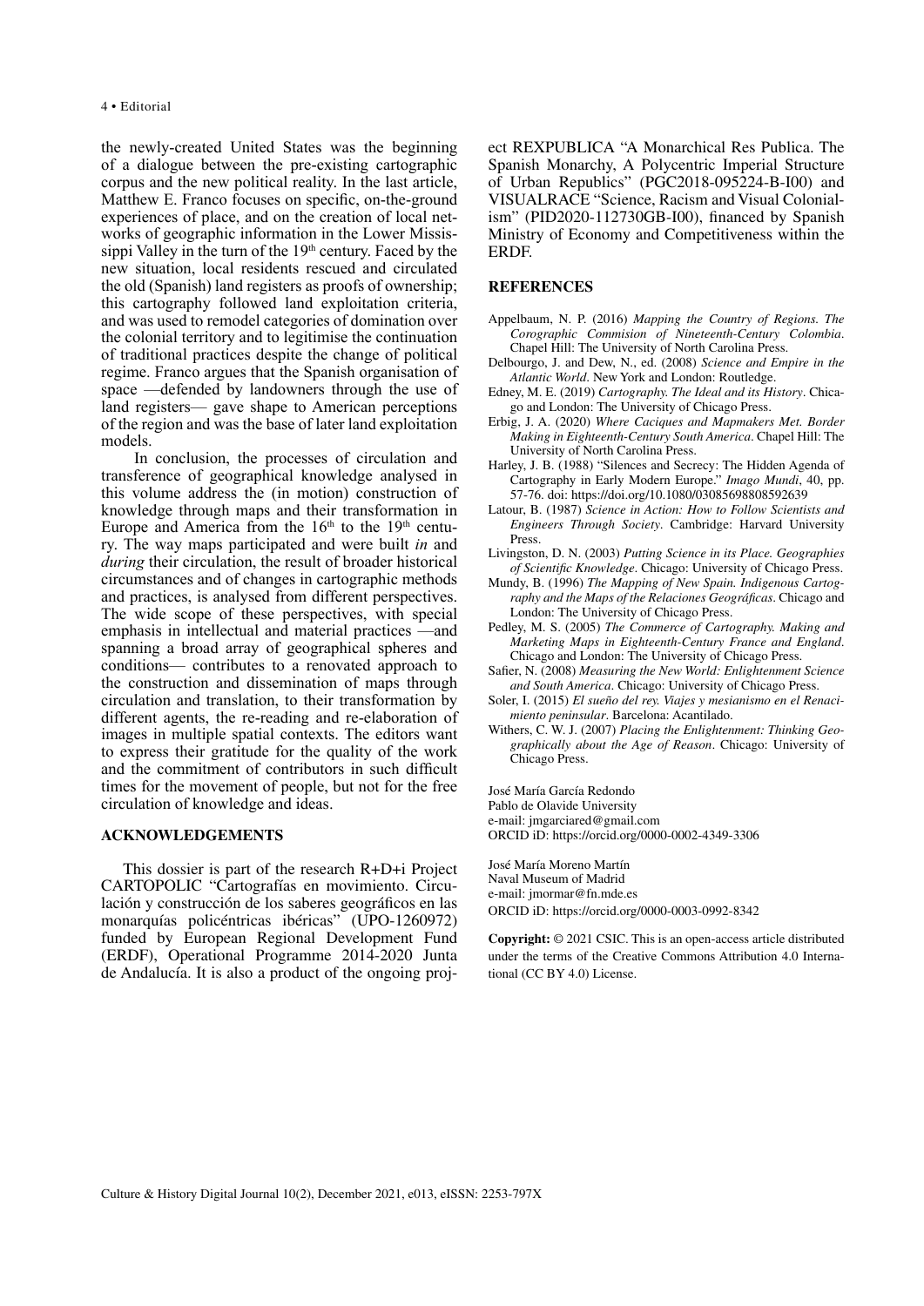the newly-created United States was the beginning of a dialogue between the pre-existing cartographic corpus and the new political reality. In the last article, Matthew E. Franco focuses on specific, on-the-ground experiences of place, and on the creation of local networks of geographic information in the Lower Mississippi Valley in the turn of the 19th century. Faced by the new situation, local residents rescued and circulated the old (Spanish) land registers as proofs of ownership; this cartography followed land exploitation criteria, and was used to remodel categories of domination over the colonial territory and to legitimise the continuation of traditional practices despite the change of political regime. Franco argues that the Spanish organisation of space —defended by landowners through the use of land registers— gave shape to American perceptions of the region and was the base of later land exploitation models.

In conclusion, the processes of circulation and transference of geographical knowledge analysed in this volume address the (in motion) construction of knowledge through maps and their transformation in Europe and America from the 16th to the 19th century. The way maps participated and were built *in* and *during* their circulation, the result of broader historical circumstances and of changes in cartographic methods and practices, is analysed from different perspectives. The wide scope of these perspectives, with special emphasis in intellectual and material practices —and spanning a broad array of geographical spheres and conditions— contributes to a renovated approach to the construction and dissemination of maps through circulation and translation, to their transformation by different agents, the re-reading and re-elaboration of images in multiple spatial contexts. The editors want to express their gratitude for the quality of the work and the commitment of contributors in such difficult times for the movement of people, but not for the free circulation of knowledge and ideas.

## ACKNOWLEDGEMENTS

This dossier is part of the research R+D+i Project CARTOPOLIC "Cartografías en movimiento. Circulación y construcción de los saberes geográficos en las monarquías policéntricas ibéricas" (UPO-1260972) funded by European Regional Development Fund (ERDF), Operational Programme 2014-2020 Junta de Andalucía. It is also a product of the ongoing project REXPUBLICA "A Monarchical Res Publica. The Spanish Monarchy, A Polycentric Imperial Structure of Urban Republics" (PGC2018-095224-B-I00) and VISUALRACE "Science, Racism and Visual Colonialism" (PID2020-112730GB-I00), financed by Spanish Ministry of Economy and Competitiveness within the ERDF.

## REFERENCES

Appelbaum, N. P. (2016) *Mapping the Country of Regions. The Corographic Commision of Nineteenth-Century Colombia*. Chapel Hill: The University of North Carolina Press.

Delbourgo, J. and Dew, N., ed. (2008) *Science and Empire in the Atlantic World*. New York and London: Routledge.

Edney, M. E. (2019) *Cartography. The Ideal and its History*. Chicago and London: The University of Chicago Press.

Erbig, J. A. (2020) *Where Caciques and Mapmakers Met. Border Making in Eighteenth-Century South America*. Chapel Hill: The University of North Carolina Press.

Harley, J. B. (1988) "Silences and Secrecy: The Hidden Agenda of Cartography in Early Modern Europe." *Imago Mundi*, 40, pp. 57-76. doi: https://doi.org/10.1080/03085698808592639

Latour, B. (1987) *Science in Action: How to Follow Scientists and Engineers Through Society*. Cambridge: Harvard University Press.

Livingston, D. N. (2003) *Putting Science in its Place. Geographies of Scientific Knowledge*. Chicago: University of Chicago Press.

Mundy, B. (1996) *The Mapping of New Spain. Indigenous Cartography and the Maps of the Relaciones Geográficas*. Chicago and London: The University of Chicago Press.

Pedley, M. S. (2005) *The Commerce of Cartography. Making and Marketing Maps in Eighteenth-Century France and England*. Chicago and London: The University of Chicago Press.

Safier, N. (2008) *Measuring the New World: Enlightenment Science and South America*. Chicago: University of Chicago Press.

Soler, I. (2015) *El sueño del rey. Viajes y mesianismo en el Renacimiento peninsular*. Barcelona: Acantilado.

Withers, C. W. J. (2007) *Placing the Enlightenment: Thinking Geographically about the Age of Reason*. Chicago: University of Chicago Press.

José María García Redondo
Pablo de Olavide University
e-mail: jmgarciared@gmail.com
ORCID iD: https://orcid.org/0000-0002-4349-3306

José María Moreno Martín
Naval Museum of Madrid
e-mail: jmormar@fn.mde.es
ORCID iD: https://orcid.org/0000-0003-0992-8342

**Copyright:** © 2021 CSIC. This is an open-access article distributed under the terms of the Creative Commons Attribution 4.0 International (CC BY 4.0) License.